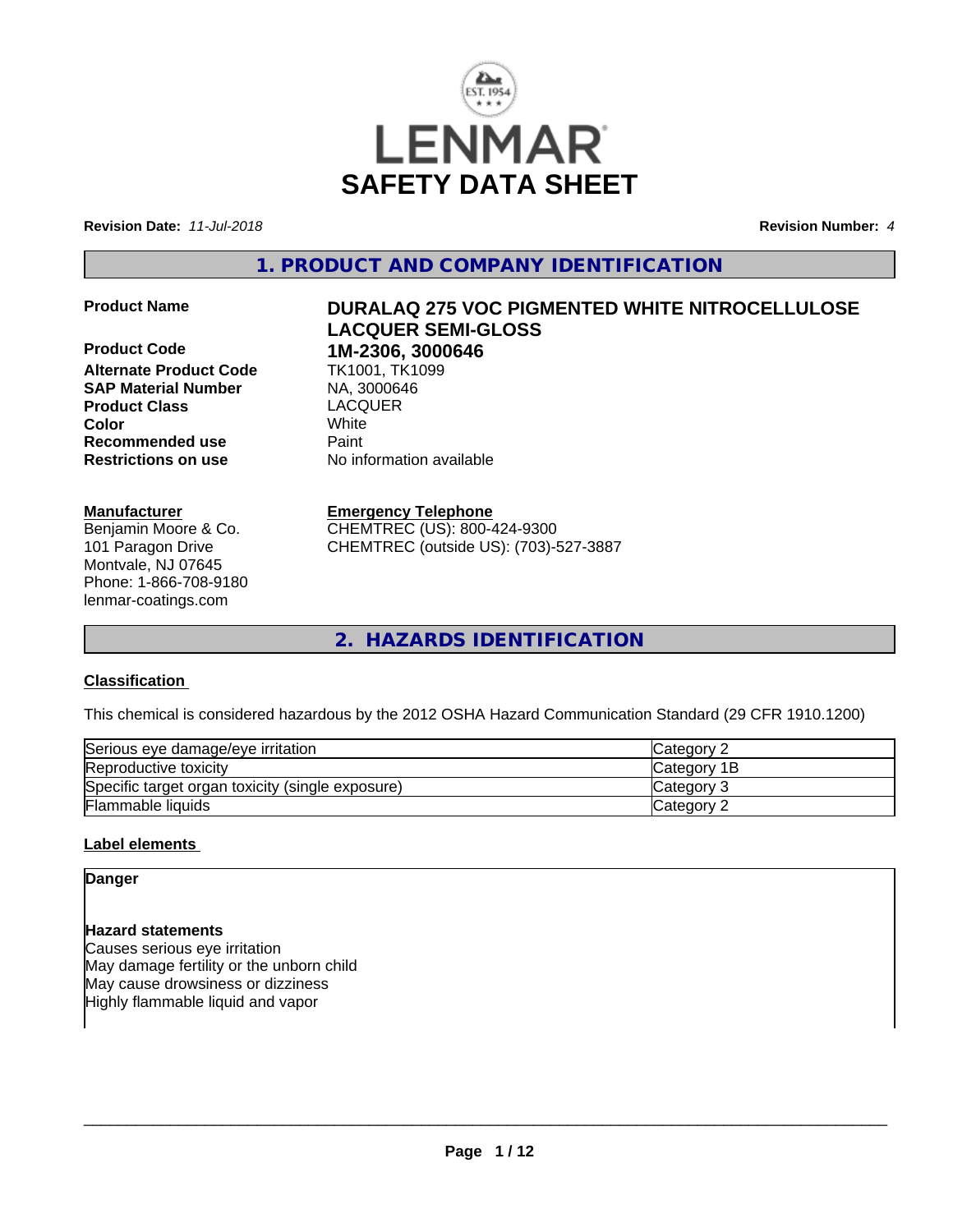# LENMAR SAFETY DATA SHEET

**Revision Date:** *11-Jul-2018*

**Revision Number:** *4*

## 1. PRODUCT AND COMPANY IDENTIFICATION

| | |
|---|---|
| **Product Name** | **DURALAQ 275 VOC PIGMENTED WHITE NITROCELLULOSE LACQUER SEMI-GLOSS** |
| **Product Code** | **1M-2306, 3000646** |
| **Alternate Product Code** | TK1001, TK1099 |
| **SAP Material Number** | NA, 3000646 |
| **Product Class** | LACQUER |
| **Color** | White |
| **Recommended use** | Paint |
| **Restrictions on use** | No information available |

**Manufacturer**
Benjamin Moore & Co.
101 Paragon Drive
Montvale, NJ 07645
Phone: 1-866-708-9180
lenmar-coatings.com

**Emergency Telephone**
CHEMTREC (US): 800-424-9300
CHEMTREC (outside US): (703)-527-3887

## 2. HAZARDS IDENTIFICATION

### Classification

This chemical is considered hazardous by the 2012 OSHA Hazard Communication Standard (29 CFR 1910.1200)

| | |
|---|---|
| Serious eye damage/eye irritation | Category 2 |
| Reproductive toxicity | Category 1B |
| Specific target organ toxicity (single exposure) | Category 3 |
| Flammable liquids | Category 2 |

### Label elements

**Danger**

**Hazard statements**
Causes serious eye irritation
May damage fertility or the unborn child
May cause drowsiness or dizziness
Highly flammable liquid and vapor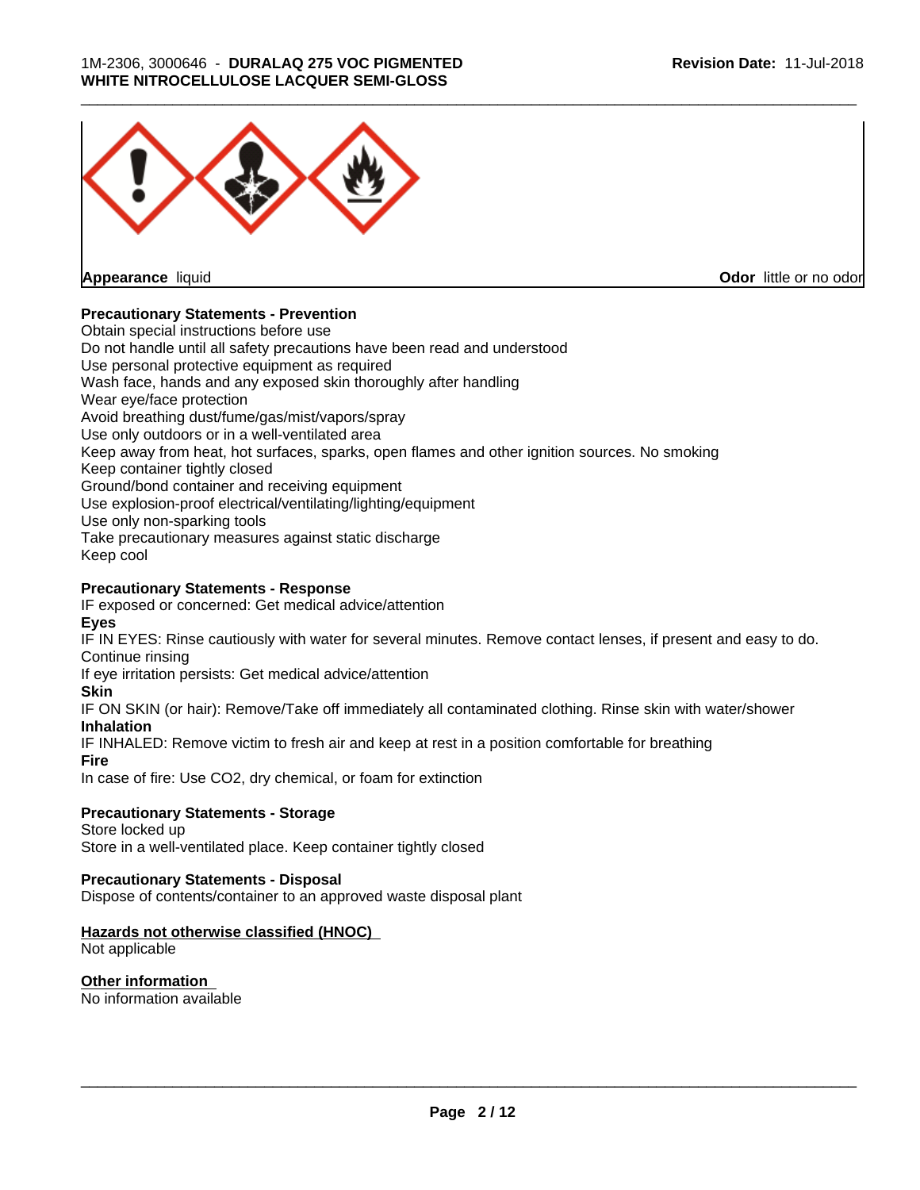**Appearance** liquid

**Odor** little or no odor

**Precautionary Statements - Prevention**

Obtain special instructions before use
Do not handle until all safety precautions have been read and understood
Use personal protective equipment as required
Wash face, hands and any exposed skin thoroughly after handling
Wear eye/face protection
Avoid breathing dust/fume/gas/mist/vapors/spray
Use only outdoors or in a well-ventilated area
Keep away from heat, hot surfaces, sparks, open flames and other ignition sources. No smoking
Keep container tightly closed
Ground/bond container and receiving equipment
Use explosion-proof electrical/ventilating/lighting/equipment
Use only non-sparking tools
Take precautionary measures against static discharge
Keep cool

**Precautionary Statements - Response**

IF exposed or concerned: Get medical advice/attention

**Eyes**

IF IN EYES: Rinse cautiously with water for several minutes. Remove contact lenses, if present and easy to do. Continue rinsing
If eye irritation persists: Get medical advice/attention

**Skin**

IF ON SKIN (or hair): Remove/Take off immediately all contaminated clothing. Rinse skin with water/shower

**Inhalation**

IF INHALED: Remove victim to fresh air and keep at rest in a position comfortable for breathing

**Fire**

In case of fire: Use CO2, dry chemical, or foam for extinction

**Precautionary Statements - Storage**

Store locked up
Store in a well-ventilated place. Keep container tightly closed

**Precautionary Statements - Disposal**

Dispose of contents/container to an approved waste disposal plant

**Hazards not otherwise classified (HNOC)**

Not applicable

**Other information**

No information available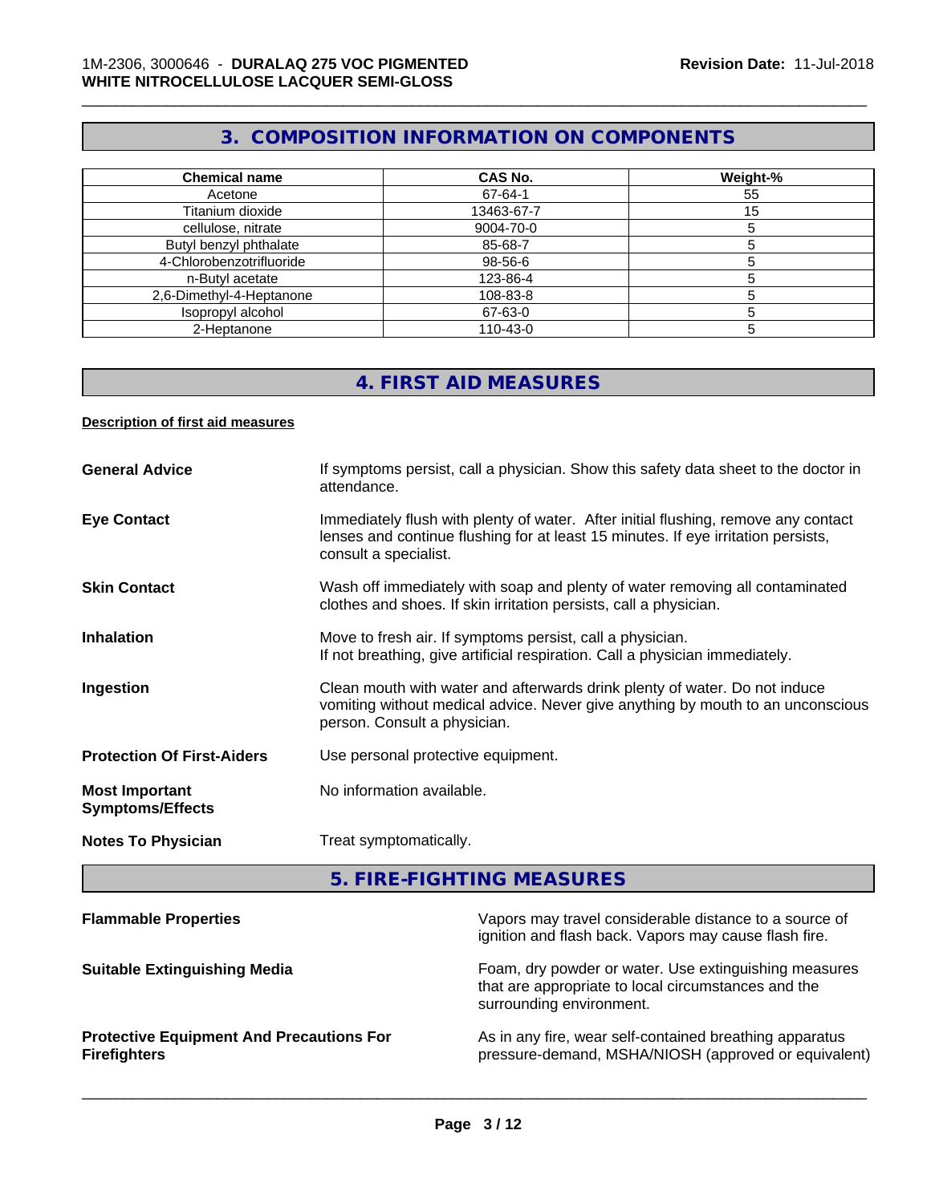## 3. COMPOSITION INFORMATION ON COMPONENTS

| Chemical name | CAS No. | Weight-% |
|---|---|---|
| Acetone | 67-64-1 | 55 |
| Titanium dioxide | 13463-67-7 | 15 |
| cellulose, nitrate | 9004-70-0 | 5 |
| Butyl benzyl phthalate | 85-68-7 | 5 |
| 4-Chlorobenzotrifluoride | 98-56-6 | 5 |
| n-Butyl acetate | 123-86-4 | 5 |
| 2,6-Dimethyl-4-Heptanone | 108-83-8 | 5 |
| Isopropyl alcohol | 67-63-0 | 5 |
| 2-Heptanone | 110-43-0 | 5 |

## 4. FIRST AID MEASURES

**Description of first aid measures**

**General Advice** If symptoms persist, call a physician. Show this safety data sheet to the doctor in attendance.

**Eye Contact** Immediately flush with plenty of water. After initial flushing, remove any contact lenses and continue flushing for at least 15 minutes. If eye irritation persists, consult a specialist.

**Skin Contact** Wash off immediately with soap and plenty of water removing all contaminated clothes and shoes. If skin irritation persists, call a physician.

**Inhalation** Move to fresh air. If symptoms persist, call a physician.
If not breathing, give artificial respiration. Call a physician immediately.

**Ingestion** Clean mouth with water and afterwards drink plenty of water. Do not induce vomiting without medical advice. Never give anything by mouth to an unconscious person. Consult a physician.

**Protection Of First-Aiders** Use personal protective equipment.

**Most Important Symptoms/Effects** No information available.

**Notes To Physician** Treat symptomatically.

## 5. FIRE-FIGHTING MEASURES

**Flammable Properties** Vapors may travel considerable distance to a source of ignition and flash back. Vapors may cause flash fire.

**Suitable Extinguishing Media** Foam, dry powder or water. Use extinguishing measures that are appropriate to local circumstances and the surrounding environment.

**Protective Equipment And Precautions For Firefighters** As in any fire, wear self-contained breathing apparatus pressure-demand, MSHA/NIOSH (approved or equivalent)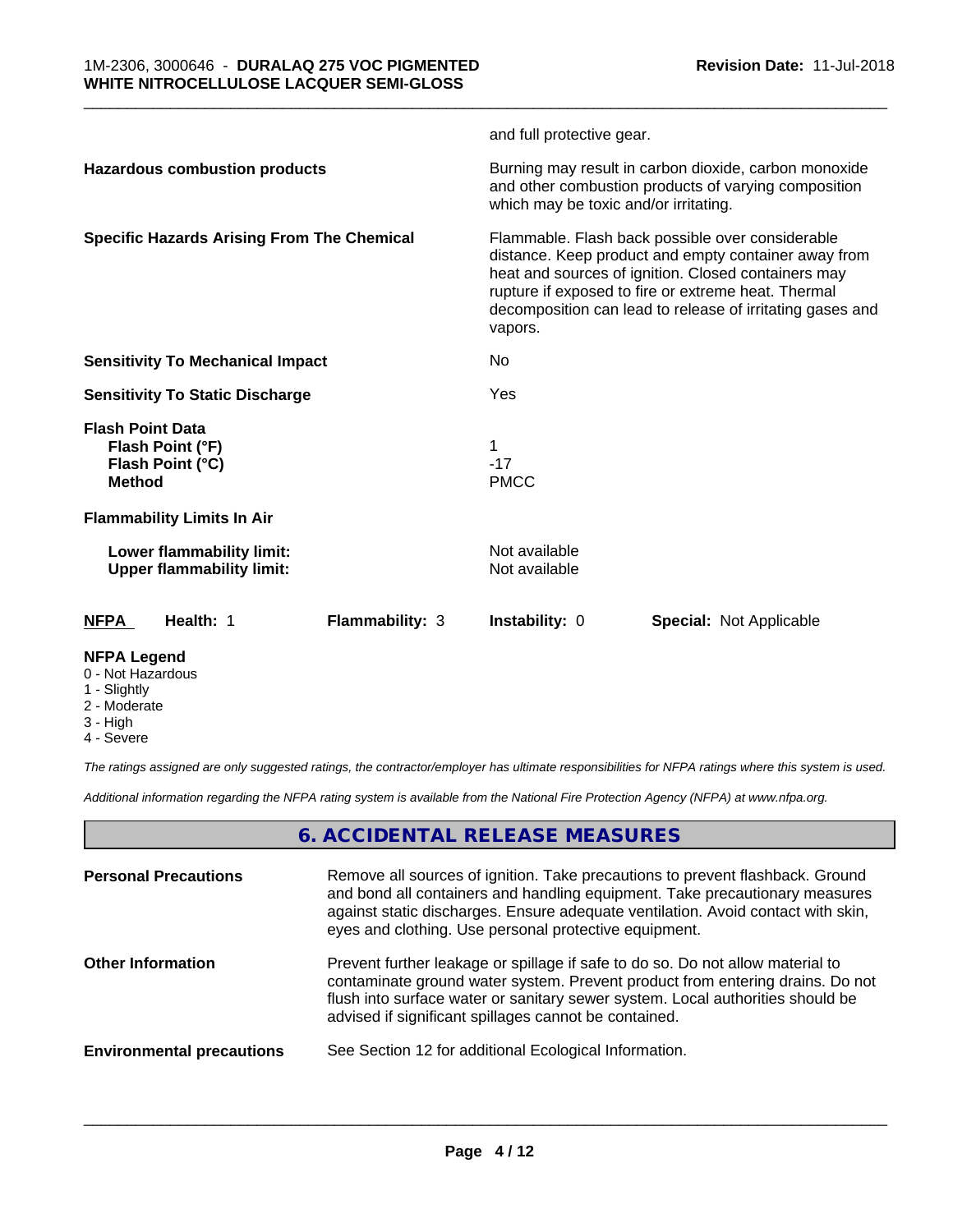and full protective gear.

| | |
|---|---|
| **Hazardous combustion products** | Burning may result in carbon dioxide, carbon monoxide and other combustion products of varying composition which may be toxic and/or irritating. |
| **Specific Hazards Arising From The Chemical** | Flammable. Flash back possible over considerable distance. Keep product and empty container away from heat and sources of ignition. Closed containers may rupture if exposed to fire or extreme heat. Thermal decomposition can lead to release of irritating gases and vapors. |
| **Sensitivity To Mechanical Impact** | No |
| **Sensitivity To Static Discharge** | Yes |

**Flash Point Data**

| | |
|---|---|
| **Flash Point (°F)** | 1 |
| **Flash Point (°C)** | -17 |
| **Method** | PMCC |

**Flammability Limits In Air**

| | |
|---|---|
| **Lower flammability limit:** | Not available |
| **Upper flammability limit:** | Not available |

| **NFPA** | **Health:** 1 | **Flammability:** 3 | **Instability:** 0 | **Special:** Not Applicable |
|---|---|---|---|---|

**NFPA Legend**
- 0 - Not Hazardous
- 1 - Slightly
- 2 - Moderate
- 3 - High
- 4 - Severe

*The ratings assigned are only suggested ratings, the contractor/employer has ultimate responsibilities for NFPA ratings where this system is used.*

*Additional information regarding the NFPA rating system is available from the National Fire Protection Agency (NFPA) at www.nfpa.org.*

## 6. ACCIDENTAL RELEASE MEASURES

| | |
|---|---|
| **Personal Precautions** | Remove all sources of ignition. Take precautions to prevent flashback. Ground and bond all containers and handling equipment. Take precautionary measures against static discharges. Ensure adequate ventilation. Avoid contact with skin, eyes and clothing. Use personal protective equipment. |
| **Other Information** | Prevent further leakage or spillage if safe to do so. Do not allow material to contaminate ground water system. Prevent product from entering drains. Do not flush into surface water or sanitary sewer system. Local authorities should be advised if significant spillages cannot be contained. |
| **Environmental precautions** | See Section 12 for additional Ecological Information. |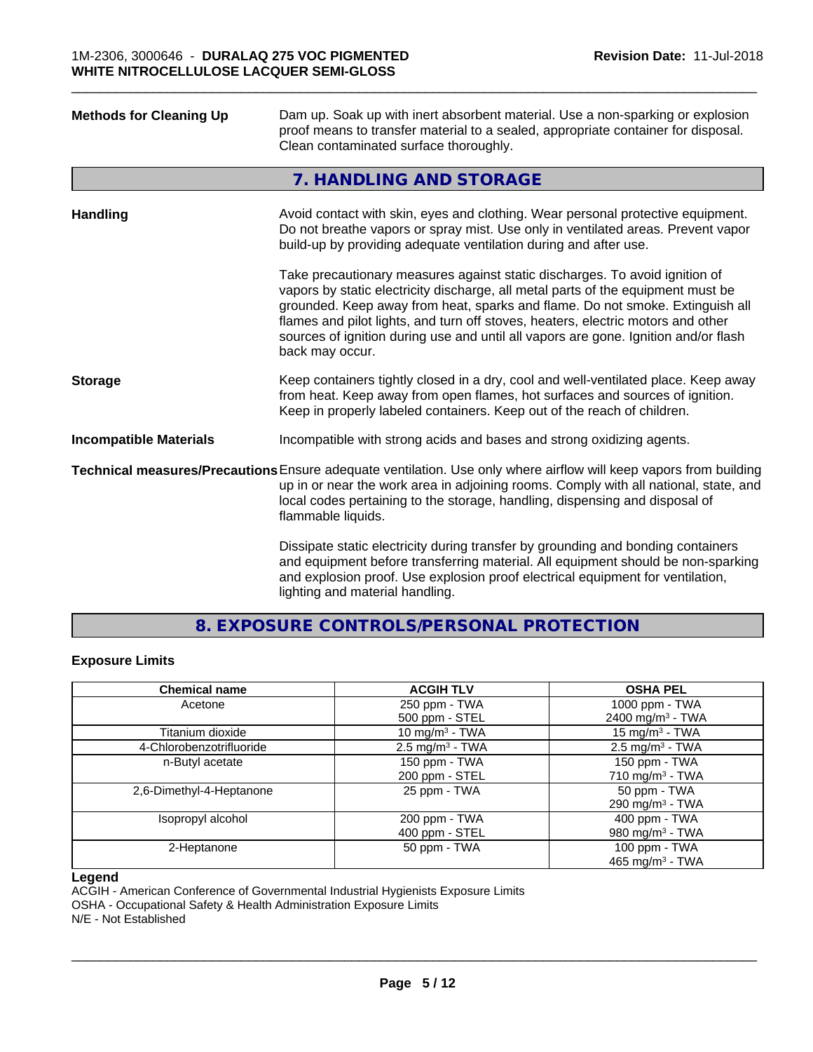| | |
|---|---|
| **Methods for Cleaning Up** | Dam up. Soak up with inert absorbent material. Use a non-sparking or explosion proof means to transfer material to a sealed, appropriate container for disposal. Clean contaminated surface thoroughly. |

## 7. HANDLING AND STORAGE

| | |
|---|---|
| **Handling** | Avoid contact with skin, eyes and clothing. Wear personal protective equipment. Do not breathe vapors or spray mist. Use only in ventilated areas. Prevent vapor build-up by providing adequate ventilation during and after use.<br><br>Take precautionary measures against static discharges. To avoid ignition of vapors by static electricity discharge, all metal parts of the equipment must be grounded. Keep away from heat, sparks and flame. Do not smoke. Extinguish all flames and pilot lights, and turn off stoves, heaters, electric motors and other sources of ignition during use and until all vapors are gone. Ignition and/or flash back may occur. |
| **Storage** | Keep containers tightly closed in a dry, cool and well-ventilated place. Keep away from heat. Keep away from open flames, hot surfaces and sources of ignition. Keep in properly labeled containers. Keep out of the reach of children. |
| **Incompatible Materials** | Incompatible with strong acids and bases and strong oxidizing agents. |
| **Technical measures/Precautions** | Ensure adequate ventilation. Use only where airflow will keep vapors from building up in or near the work area in adjoining rooms. Comply with all national, state, and local codes pertaining to the storage, handling, dispensing and disposal of flammable liquids.<br><br>Dissipate static electricity during transfer by grounding and bonding containers and equipment before transferring material. All equipment should be non-sparking and explosion proof. Use explosion proof electrical equipment for ventilation, lighting and material handling. |

## 8. EXPOSURE CONTROLS/PERSONAL PROTECTION

### Exposure Limits

| Chemical name | ACGIH TLV | OSHA PEL |
|---|---|---|
| Acetone | 250 ppm - TWA<br>500 ppm - STEL | 1000 ppm - TWA<br>2400 $mg/m^3$ - TWA |
| Titanium dioxide | 10 $mg/m^3$ - TWA | 15 $mg/m^3$ - TWA |
| 4-Chlorobenzotrifluoride | 2.5 $mg/m^3$ - TWA | 2.5 $mg/m^3$ - TWA |
| n-Butyl acetate | 150 ppm - TWA<br>200 ppm - STEL | 150 ppm - TWA<br>710 $mg/m^3$ - TWA |
| 2,6-Dimethyl-4-Heptanone | 25 ppm - TWA | 50 ppm - TWA<br>290 $mg/m^3$ - TWA |
| Isopropyl alcohol | 200 ppm - TWA<br>400 ppm - STEL | 400 ppm - TWA<br>980 $mg/m^3$ - TWA |
| 2-Heptanone | 50 ppm - TWA | 100 ppm - TWA<br>465 $mg/m^3$ - TWA |

**Legend**

ACGIH - American Conference of Governmental Industrial Hygienists Exposure Limits
OSHA - Occupational Safety & Health Administration Exposure Limits
N/E - Not Established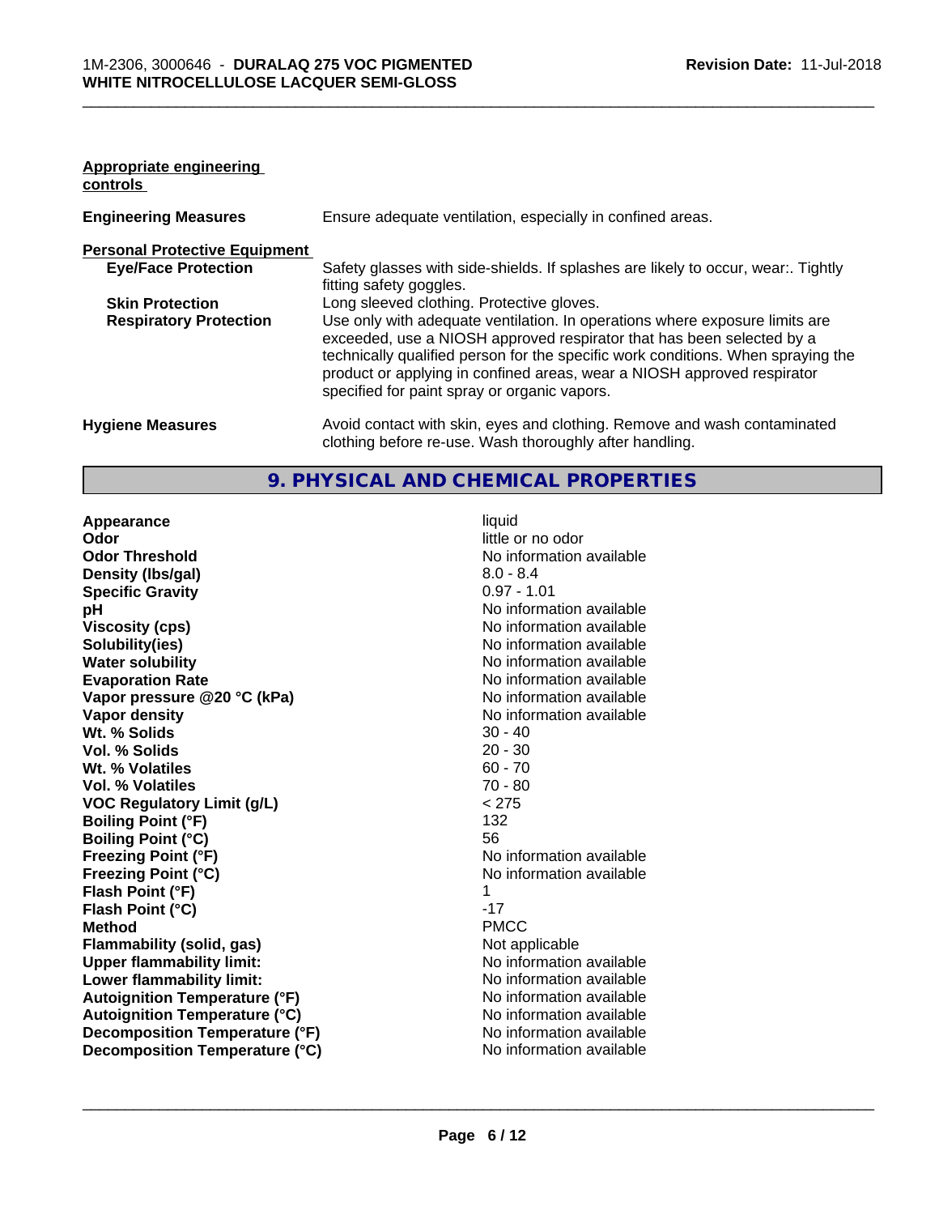**Appropriate engineering controls**

| | |
|---|---|
| **Engineering Measures** | Ensure adequate ventilation, especially in confined areas. |

**Personal Protective Equipment**

| | |
|---|---|
| **Eye/Face Protection** | Safety glasses with side-shields. If splashes are likely to occur, wear:. Tightly fitting safety goggles. |
| **Skin Protection** | Long sleeved clothing. Protective gloves. |
| **Respiratory Protection** | Use only with adequate ventilation. In operations where exposure limits are exceeded, use a NIOSH approved respirator that has been selected by a technically qualified person for the specific work conditions. When spraying the product or applying in confined areas, wear a NIOSH approved respirator specified for paint spray or organic vapors. |
| **Hygiene Measures** | Avoid contact with skin, eyes and clothing. Remove and wash contaminated clothing before re-use. Wash thoroughly after handling. |

## 9. PHYSICAL AND CHEMICAL PROPERTIES

| | |
|---|---|
| **Appearance** | liquid |
| **Odor** | little or no odor |
| **Odor Threshold** | No information available |
| **Density (lbs/gal)** | 8.0 - 8.4 |
| **Specific Gravity** | 0.97 - 1.01 |
| **pH** | No information available |
| **Viscosity (cps)** | No information available |
| **Solubility(ies)** | No information available |
| **Water solubility** | No information available |
| **Evaporation Rate** | No information available |
| **Vapor pressure @20 °C (kPa)** | No information available |
| **Vapor density** | No information available |
| **Wt. % Solids** | 30 - 40 |
| **Vol. % Solids** | 20 - 30 |
| **Wt. % Volatiles** | 60 - 70 |
| **Vol. % Volatiles** | 70 - 80 |
| **VOC Regulatory Limit (g/L)** | < 275 |
| **Boiling Point (°F)** | 132 |
| **Boiling Point (°C)** | 56 |
| **Freezing Point (°F)** | No information available |
| **Freezing Point (°C)** | No information available |
| **Flash Point (°F)** | 1 |
| **Flash Point (°C)** | -17 |
| **Method** | PMCC |
| **Flammability (solid, gas)** | Not applicable |
| **Upper flammability limit:** | No information available |
| **Lower flammability limit:** | No information available |
| **Autoignition Temperature (°F)** | No information available |
| **Autoignition Temperature (°C)** | No information available |
| **Decomposition Temperature (°F)** | No information available |
| **Decomposition Temperature (°C)** | No information available |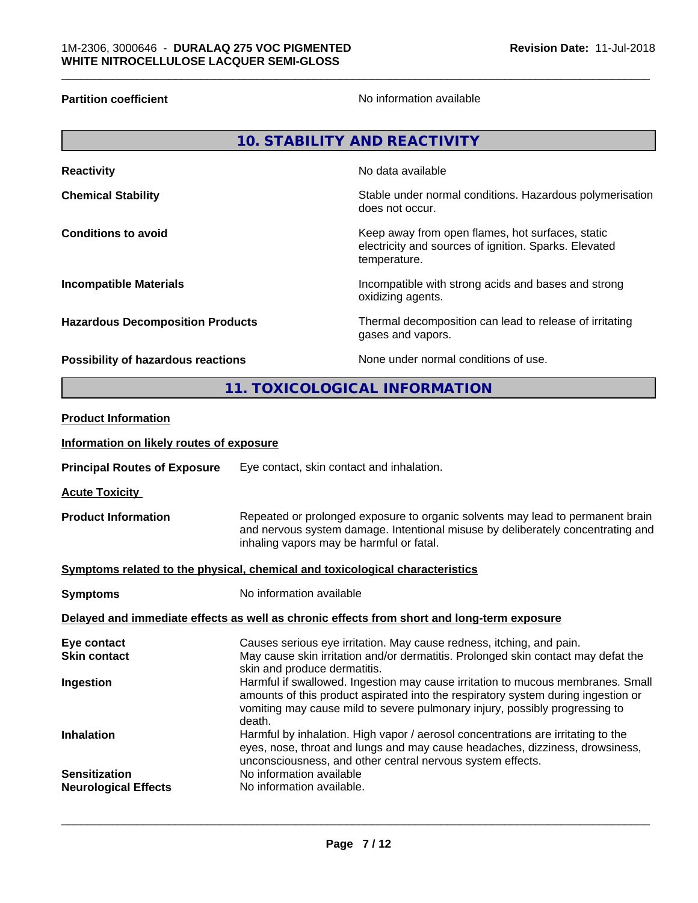| | |
|---|---|
| **Partition coefficient** | No information available |

## 10. STABILITY AND REACTIVITY

| | |
|---|---|
| **Reactivity** | No data available |
| **Chemical Stability** | Stable under normal conditions. Hazardous polymerisation does not occur. |
| **Conditions to avoid** | Keep away from open flames, hot surfaces, static electricity and sources of ignition. Sparks. Elevated temperature. |
| **Incompatible Materials** | Incompatible with strong acids and bases and strong oxidizing agents. |
| **Hazardous Decomposition Products** | Thermal decomposition can lead to release of irritating gases and vapors. |
| **Possibility of hazardous reactions** | None under normal conditions of use. |

## 11. TOXICOLOGICAL INFORMATION

**Product Information**

**Information on likely routes of exposure**

**Principal Routes of Exposure** Eye contact, skin contact and inhalation.

**Acute Toxicity**

**Product Information** Repeated or prolonged exposure to organic solvents may lead to permanent brain and nervous system damage. Intentional misuse by deliberately concentrating and inhaling vapors may be harmful or fatal.

**Symptoms related to the physical, chemical and toxicological characteristics**

**Symptoms** No information available

**Delayed and immediate effects as well as chronic effects from short and long-term exposure**

| | |
|---|---|
| **Eye contact** | Causes serious eye irritation. May cause redness, itching, and pain. |
| **Skin contact** | May cause skin irritation and/or dermatitis. Prolonged skin contact may defat the skin and produce dermatitis. |
| **Ingestion** | Harmful if swallowed. Ingestion may cause irritation to mucous membranes. Small amounts of this product aspirated into the respiratory system during ingestion or vomiting may cause mild to severe pulmonary injury, possibly progressing to death. |
| **Inhalation** | Harmful by inhalation. High vapor / aerosol concentrations are irritating to the eyes, nose, throat and lungs and may cause headaches, dizziness, drowsiness, unconsciousness, and other central nervous system effects. |
| **Sensitization** | No information available |
| **Neurological Effects** | No information available. |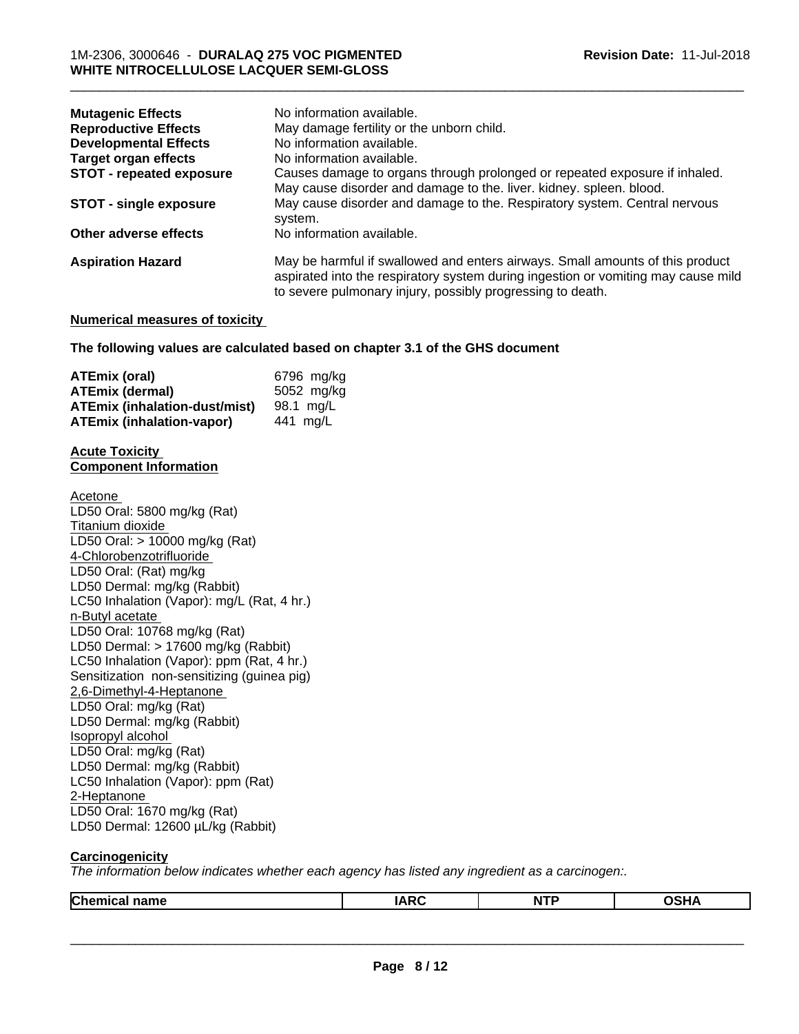| | |
|---|---|
| **Mutagenic Effects** | No information available. |
| **Reproductive Effects** | May damage fertility or the unborn child. |
| **Developmental Effects** | No information available. |
| **Target organ effects** | No information available. |
| **STOT - repeated exposure** | Causes damage to organs through prolonged or repeated exposure if inhaled. May cause disorder and damage to the. liver. kidney. spleen. blood. |
| **STOT - single exposure** | May cause disorder and damage to the. Respiratory system. Central nervous system. |
| **Other adverse effects** | No information available. |
| **Aspiration Hazard** | May be harmful if swallowed and enters airways. Small amounts of this product aspirated into the respiratory system during ingestion or vomiting may cause mild to severe pulmonary injury, possibly progressing to death. |

**Numerical measures of toxicity**

**The following values are calculated based on chapter 3.1 of the GHS document**

| | |
|---|---|
| **ATEmix (oral)** | 6796 mg/kg |
| **ATEmix (dermal)** | 5052 mg/kg |
| **ATEmix (inhalation-dust/mist)** | 98.1 mg/L |
| **ATEmix (inhalation-vapor)** | 441 mg/L |

**Acute Toxicity**
**Component Information**

Acetone
LD50 Oral: 5800 mg/kg (Rat)
Titanium dioxide
LD50 Oral: > 10000 mg/kg (Rat)
4-Chlorobenzotrifluoride
LD50 Oral: (Rat) mg/kg
LD50 Dermal: mg/kg (Rabbit)
LC50 Inhalation (Vapor): mg/L (Rat, 4 hr.)
n-Butyl acetate
LD50 Oral: 10768 mg/kg (Rat)
LD50 Dermal: > 17600 mg/kg (Rabbit)
LC50 Inhalation (Vapor): ppm (Rat, 4 hr.)
Sensitization non-sensitizing (guinea pig)
2,6-Dimethyl-4-Heptanone
LD50 Oral: mg/kg (Rat)
LD50 Dermal: mg/kg (Rabbit)
Isopropyl alcohol
LD50 Oral: mg/kg (Rat)
LD50 Dermal: mg/kg (Rabbit)
LC50 Inhalation (Vapor): ppm (Rat)
2-Heptanone
LD50 Oral: 1670 mg/kg (Rat)
LD50 Dermal: 12600 µL/kg (Rabbit)

**Carcinogenicity**

*The information below indicates whether each agency has listed any ingredient as a carcinogen:.*

| Chemical name | IARC | NTP | OSHA |
|---|---|---|---|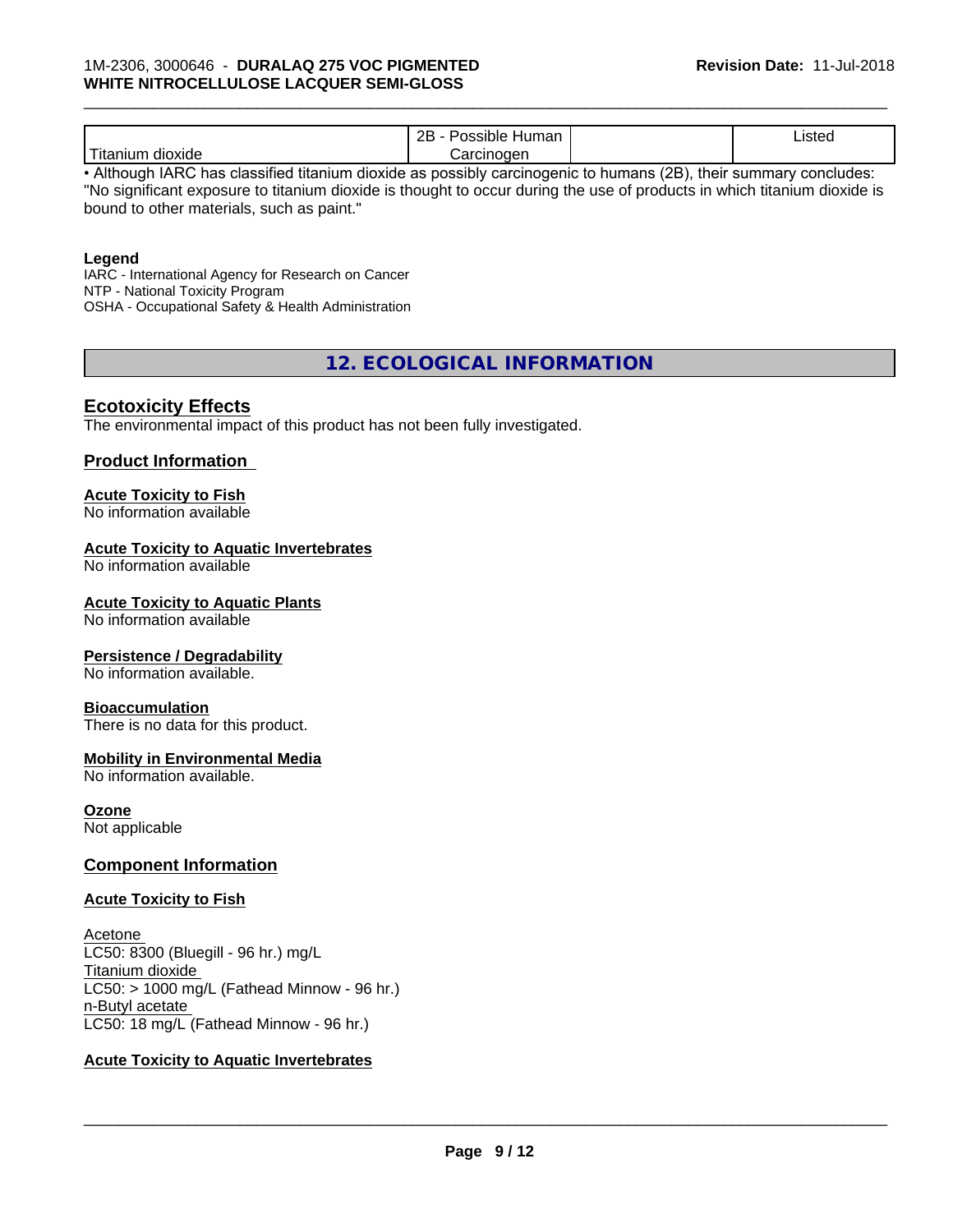| Titanium dioxide | 2B - Possible Human Carcinogen | | Listed |
|---|---|---|---|

• Although IARC has classified titanium dioxide as possibly carcinogenic to humans (2B), their summary concludes: "No significant exposure to titanium dioxide is thought to occur during the use of products in which titanium dioxide is bound to other materials, such as paint."

**Legend**

IARC - International Agency for Research on Cancer
NTP - National Toxicity Program
OSHA - Occupational Safety & Health Administration

## 12. ECOLOGICAL INFORMATION

### Ecotoxicity Effects

The environmental impact of this product has not been fully investigated.

### Product Information

**Acute Toxicity to Fish**
No information available

**Acute Toxicity to Aquatic Invertebrates**
No information available

**Acute Toxicity to Aquatic Plants**
No information available

**Persistence / Degradability**
No information available.

**Bioaccumulation**
There is no data for this product.

**Mobility in Environmental Media**
No information available.

**Ozone**
Not applicable

### Component Information

**Acute Toxicity to Fish**

Acetone
LC50: 8300 (Bluegill - 96 hr.) mg/L
Titanium dioxide
LC50: > 1000 mg/L (Fathead Minnow - 96 hr.)
n-Butyl acetate
LC50: 18 mg/L (Fathead Minnow - 96 hr.)

**Acute Toxicity to Aquatic Invertebrates**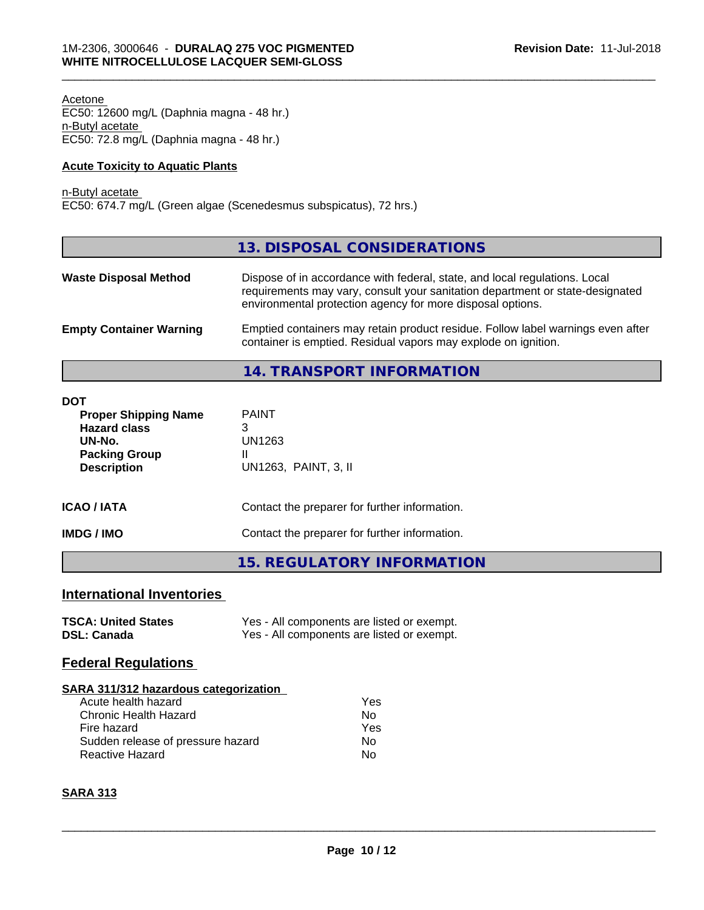Acetone
EC50: 12600 mg/L (Daphnia magna - 48 hr.)
n-Butyl acetate
EC50: 72.8 mg/L (Daphnia magna - 48 hr.)

**Acute Toxicity to Aquatic Plants**

n-Butyl acetate
EC50: 674.7 mg/L (Green algae (Scenedesmus subspicatus), 72 hrs.)

## 13. DISPOSAL CONSIDERATIONS

**Waste Disposal Method** Dispose of in accordance with federal, state, and local regulations. Local requirements may vary, consult your sanitation department or state-designated environmental protection agency for more disposal options.

**Empty Container Warning** Emptied containers may retain product residue. Follow label warnings even after container is emptied. Residual vapors may explode on ignition.

## 14. TRANSPORT INFORMATION

**DOT**

| | |
|---|---|
| **Proper Shipping Name** | PAINT |
| **Hazard class** | 3 |
| **UN-No.** | UN1263 |
| **Packing Group** | II |
| **Description** | UN1263, PAINT, 3, II |

**ICAO / IATA** Contact the preparer for further information.

**IMDG / IMO** Contact the preparer for further information.

## 15. REGULATORY INFORMATION

### International Inventories

| | |
|---|---|
| **TSCA: United States** | Yes - All components are listed or exempt. |
| **DSL: Canada** | Yes - All components are listed or exempt. |

### Federal Regulations

**SARA 311/312 hazardous categorization**

| | |
|---|---|
| Acute health hazard | Yes |
| Chronic Health Hazard | No |
| Fire hazard | Yes |
| Sudden release of pressure hazard | No |
| Reactive Hazard | No |

**SARA 313**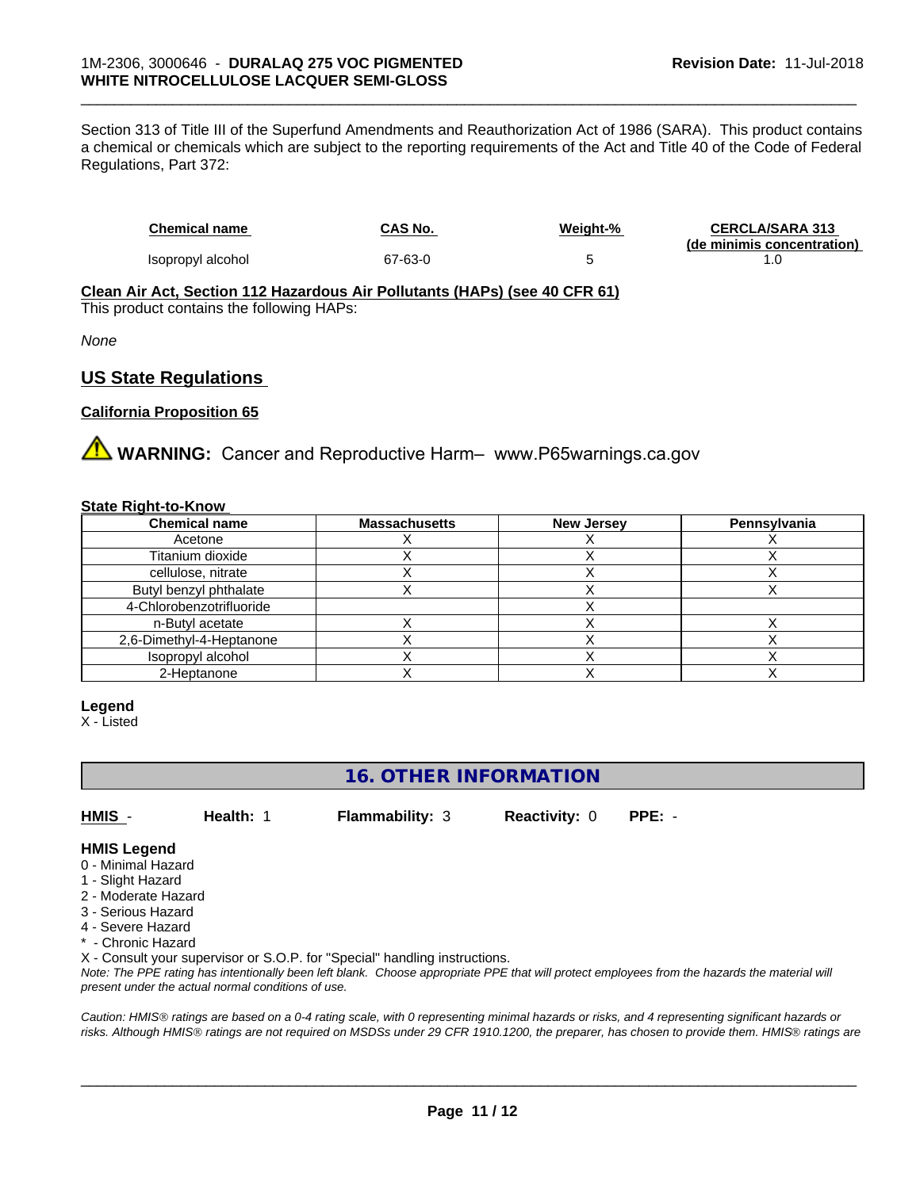Section 313 of Title III of the Superfund Amendments and Reauthorization Act of 1986 (SARA). This product contains a chemical or chemicals which are subject to the reporting requirements of the Act and Title 40 of the Code of Federal Regulations, Part 372:

| Chemical name | CAS No. | Weight-% | CERCLA/SARA 313 (de minimis concentration) |
|---|---|---|---|
| Isopropyl alcohol | 67-63-0 | 5 | 1.0 |

**Clean Air Act, Section 112 Hazardous Air Pollutants (HAPs) (see 40 CFR 61)**
This product contains the following HAPs:

*None*

## US State Regulations

### California Proposition 65

**WARNING:** Cancer and Reproductive Harm– www.P65warnings.ca.gov

### State Right-to-Know

| Chemical name | Massachusetts | New Jersey | Pennsylvania |
|---|---|---|---|
| Acetone | X | X | X |
| Titanium dioxide | X | X | X |
| cellulose, nitrate | X | X | X |
| Butyl benzyl phthalate | X | X | X |
| 4-Chlorobenzotrifluoride | | X | |
| n-Butyl acetate | X | X | X |
| 2,6-Dimethyl-4-Heptanone | X | X | X |
| Isopropyl alcohol | X | X | X |
| 2-Heptanone | X | X | X |

**Legend**
X - Listed

## 16. OTHER INFORMATION

**HMIS** - **Health:** 1 **Flammability:** 3 **Reactivity:** 0 **PPE:** -

**HMIS Legend**
0 - Minimal Hazard
1 - Slight Hazard
2 - Moderate Hazard
3 - Serious Hazard
4 - Severe Hazard
\* - Chronic Hazard
X - Consult your supervisor or S.O.P. for "Special" handling instructions.
*Note: The PPE rating has intentionally been left blank. Choose appropriate PPE that will protect employees from the hazards the material will present under the actual normal conditions of use.*

*Caution: HMIS® ratings are based on a 0-4 rating scale, with 0 representing minimal hazards or risks, and 4 representing significant hazards or risks. Although HMIS® ratings are not required on MSDSs under 29 CFR 1910.1200, the preparer, has chosen to provide them. HMIS® ratings are*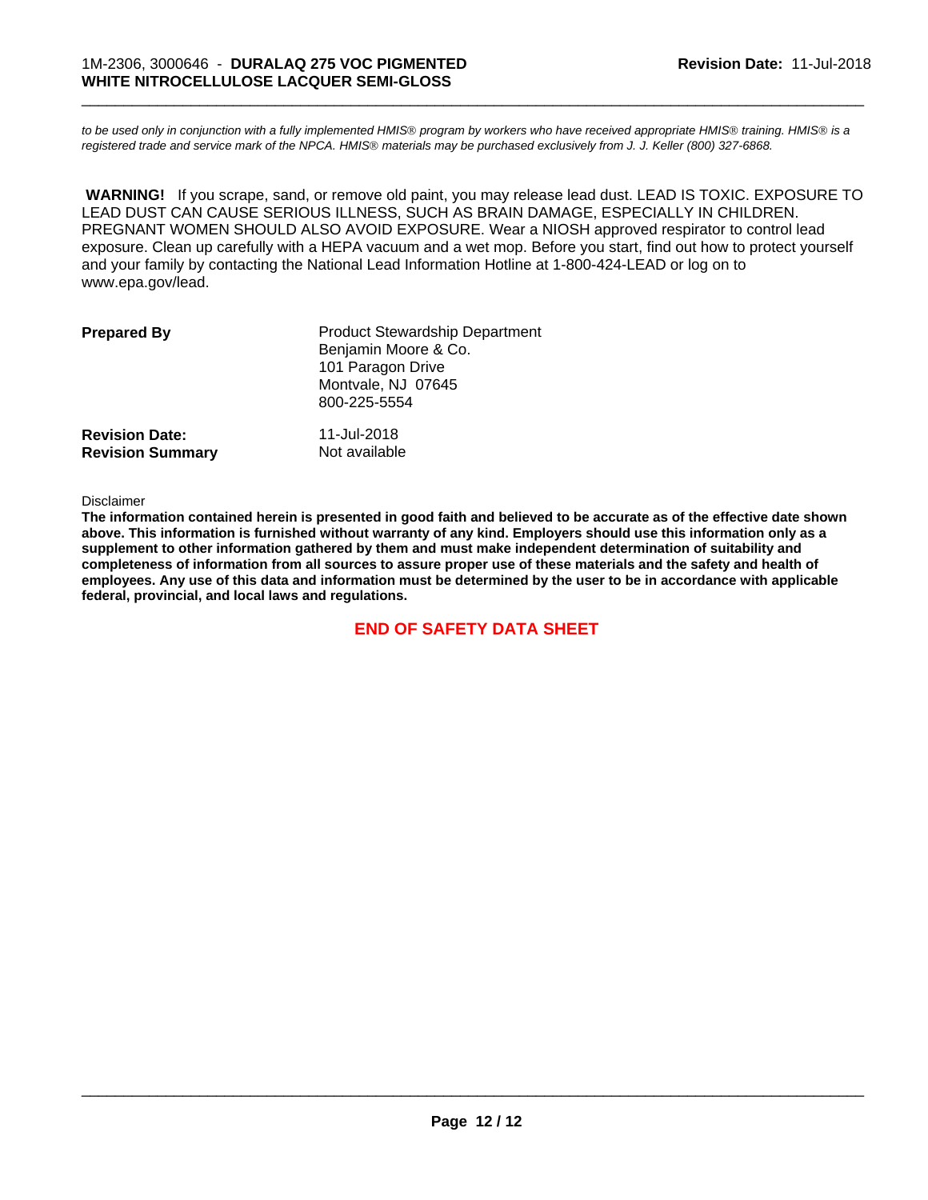*to be used only in conjunction with a fully implemented HMIS® program by workers who have received appropriate HMIS® training. HMIS® is a registered trade and service mark of the NPCA. HMIS® materials may be purchased exclusively from J. J. Keller (800) 327-6868.*

**WARNING!** If you scrape, sand, or remove old paint, you may release lead dust. LEAD IS TOXIC. EXPOSURE TO LEAD DUST CAN CAUSE SERIOUS ILLNESS, SUCH AS BRAIN DAMAGE, ESPECIALLY IN CHILDREN. PREGNANT WOMEN SHOULD ALSO AVOID EXPOSURE. Wear a NIOSH approved respirator to control lead exposure. Clean up carefully with a HEPA vacuum and a wet mop. Before you start, find out how to protect yourself and your family by contacting the National Lead Information Hotline at 1-800-424-LEAD or log on to www.epa.gov/lead.

**Prepared By**
Product Stewardship Department
Benjamin Moore & Co.
101 Paragon Drive
Montvale, NJ 07645
800-225-5554

**Revision Date:** 11-Jul-2018
**Revision Summary** Not available

Disclaimer

**The information contained herein is presented in good faith and believed to be accurate as of the effective date shown above. This information is furnished without warranty of any kind. Employers should use this information only as a supplement to other information gathered by them and must make independent determination of suitability and completeness of information from all sources to assure proper use of these materials and the safety and health of employees. Any use of this data and information must be determined by the user to be in accordance with applicable federal, provincial, and local laws and regulations.**

**END OF SAFETY DATA SHEET**